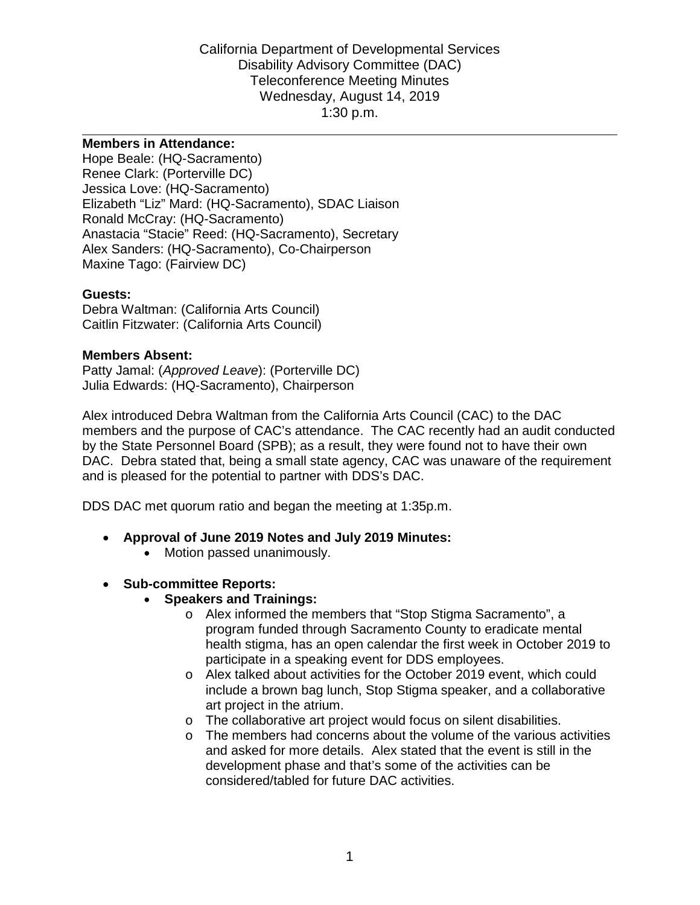California Department of Developmental Services
Disability Advisory Committee (DAC)
Teleconference Meeting Minutes
Wednesday, August 14, 2019
1:30 p.m.

---

**Members in Attendance:**
Hope Beale: (HQ-Sacramento)
Renee Clark: (Porterville DC)
Jessica Love: (HQ-Sacramento)
Elizabeth "Liz" Mard: (HQ-Sacramento), SDAC Liaison
Ronald McCray: (HQ-Sacramento)
Anastacia "Stacie" Reed: (HQ-Sacramento), Secretary
Alex Sanders: (HQ-Sacramento), Co-Chairperson
Maxine Tago: (Fairview DC)

**Guests:**
Debra Waltman: (California Arts Council)
Caitlin Fitzwater: (California Arts Council)

**Members Absent:**
Patty Jamal: (*Approved Leave*): (Porterville DC)
Julia Edwards: (HQ-Sacramento), Chairperson

Alex introduced Debra Waltman from the California Arts Council (CAC) to the DAC members and the purpose of CAC's attendance. The CAC recently had an audit conducted by the State Personnel Board (SPB); as a result, they were found not to have their own DAC. Debra stated that, being a small state agency, CAC was unaware of the requirement and is pleased for the potential to partner with DDS's DAC.

DDS DAC met quorum ratio and began the meeting at 1:35p.m.

- **Approval of June 2019 Notes and July 2019 Minutes:**
  - Motion passed unanimously.

- **Sub-committee Reports:**
  - **Speakers and Trainings:**
    - Alex informed the members that "Stop Stigma Sacramento", a program funded through Sacramento County to eradicate mental health stigma, has an open calendar the first week in October 2019 to participate in a speaking event for DDS employees.
    - Alex talked about activities for the October 2019 event, which could include a brown bag lunch, Stop Stigma speaker, and a collaborative art project in the atrium.
    - The collaborative art project would focus on silent disabilities.
    - The members had concerns about the volume of the various activities and asked for more details. Alex stated that the event is still in the development phase and that's some of the activities can be considered/tabled for future DAC activities.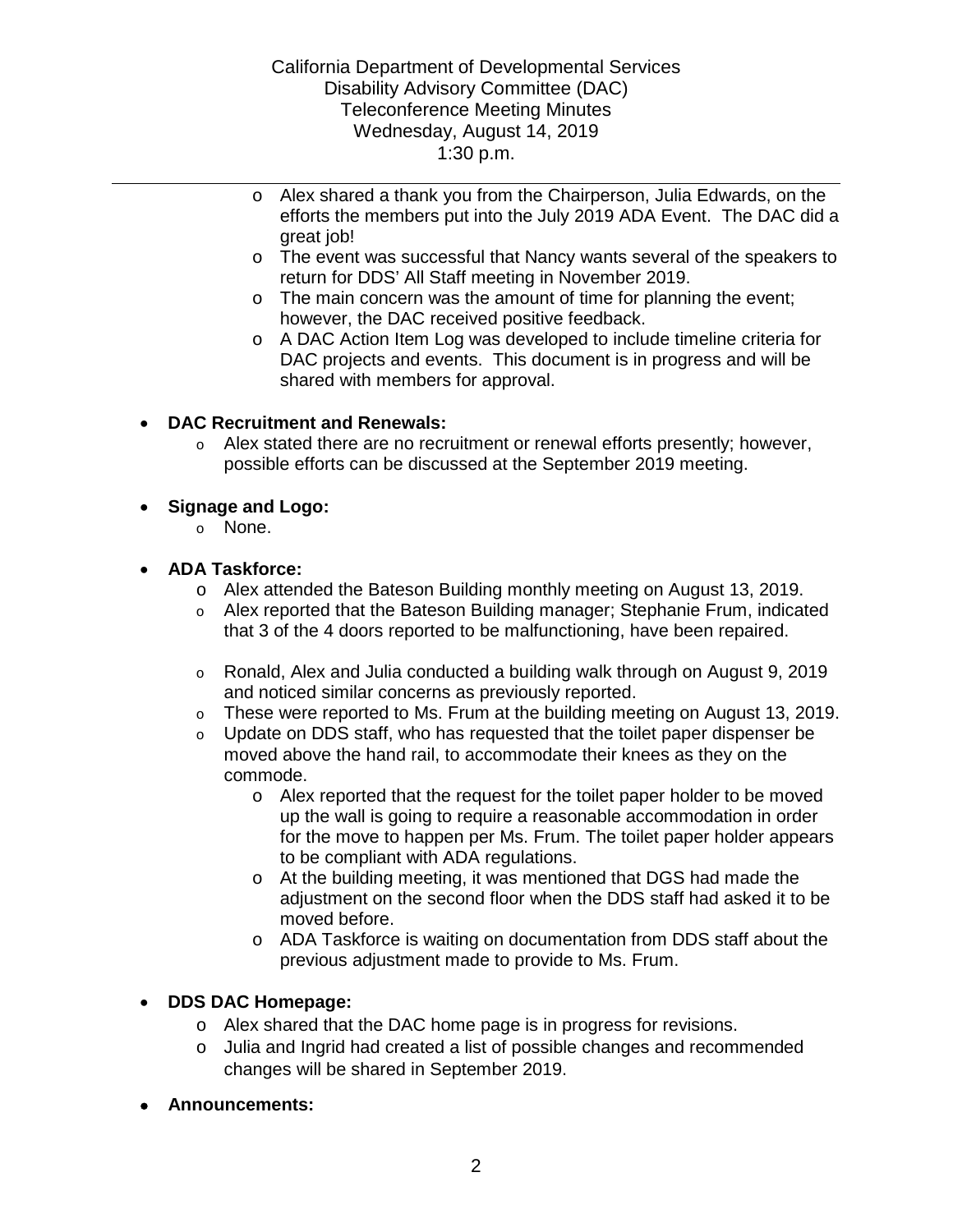California Department of Developmental Services
Disability Advisory Committee (DAC)
Teleconference Meeting Minutes
Wednesday, August 14, 2019
1:30 p.m.

- Alex shared a thank you from the Chairperson, Julia Edwards, on the efforts the members put into the July 2019 ADA Event. The DAC did a great job!
- The event was successful that Nancy wants several of the speakers to return for DDS' All Staff meeting in November 2019.
- The main concern was the amount of time for planning the event; however, the DAC received positive feedback.
- A DAC Action Item Log was developed to include timeline criteria for DAC projects and events. This document is in progress and will be shared with members for approval.

- **DAC Recruitment and Renewals:**
  - Alex stated there are no recruitment or renewal efforts presently; however, possible efforts can be discussed at the September 2019 meeting.

- **Signage and Logo:**
  - None.

- **ADA Taskforce:**
  - Alex attended the Bateson Building monthly meeting on August 13, 2019.
  - Alex reported that the Bateson Building manager; Stephanie Frum, indicated that 3 of the 4 doors reported to be malfunctioning, have been repaired.
  - Ronald, Alex and Julia conducted a building walk through on August 9, 2019 and noticed similar concerns as previously reported.
  - These were reported to Ms. Frum at the building meeting on August 13, 2019.
  - Update on DDS staff, who has requested that the toilet paper dispenser be moved above the hand rail, to accommodate their knees as they on the commode.
    - Alex reported that the request for the toilet paper holder to be moved up the wall is going to require a reasonable accommodation in order for the move to happen per Ms. Frum. The toilet paper holder appears to be compliant with ADA regulations.
    - At the building meeting, it was mentioned that DGS had made the adjustment on the second floor when the DDS staff had asked it to be moved before.
    - ADA Taskforce is waiting on documentation from DDS staff about the previous adjustment made to provide to Ms. Frum.

- **DDS DAC Homepage:**
  - Alex shared that the DAC home page is in progress for revisions.
  - Julia and Ingrid had created a list of possible changes and recommended changes will be shared in September 2019.

- **Announcements:**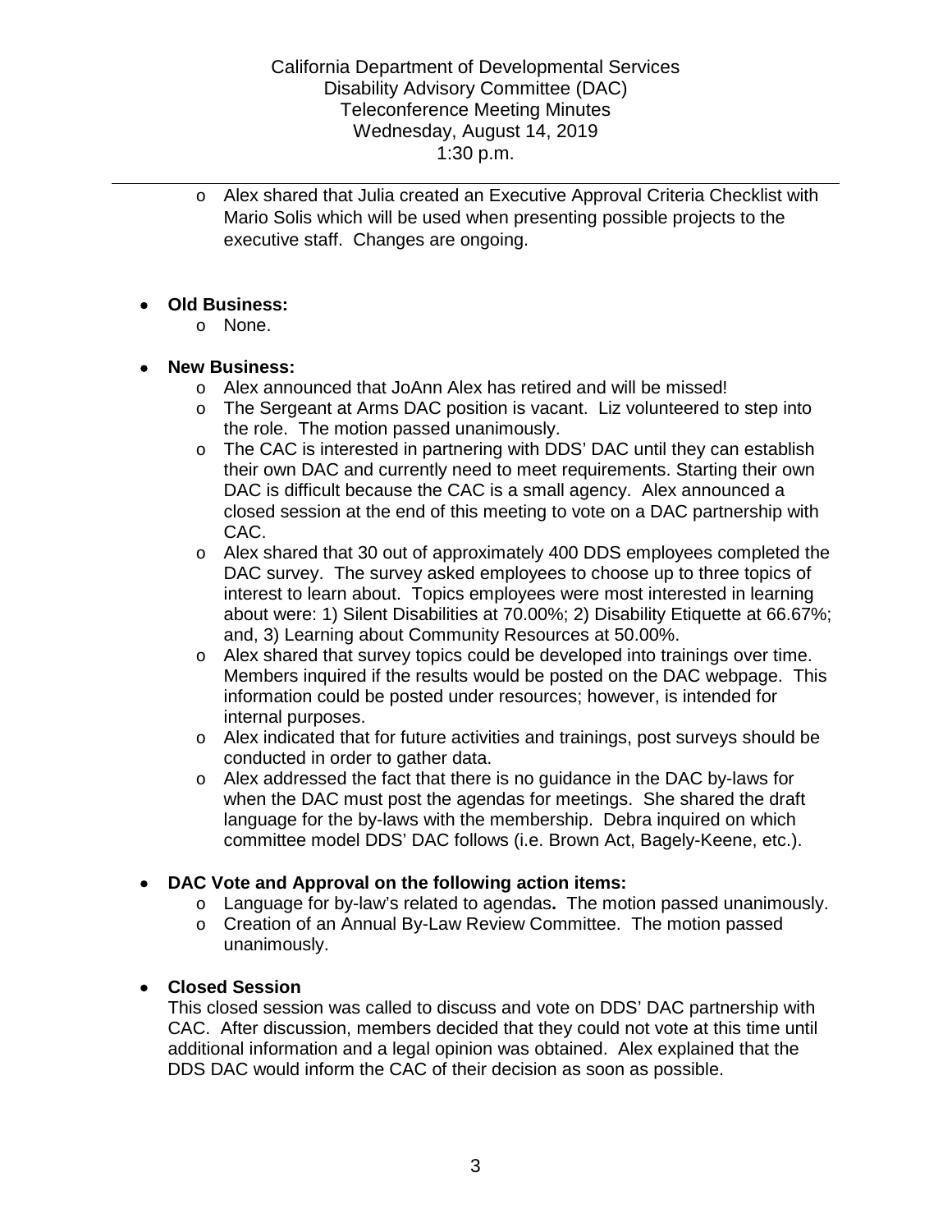- Alex shared that Julia created an Executive Approval Criteria Checklist with Mario Solis which will be used when presenting possible projects to the executive staff. Changes are ongoing.

- **Old Business:**
  - None.

- **New Business:**
  - Alex announced that JoAnn Alex has retired and will be missed!
  - The Sergeant at Arms DAC position is vacant. Liz volunteered to step into the role. The motion passed unanimously.
  - The CAC is interested in partnering with DDS' DAC until they can establish their own DAC and currently need to meet requirements. Starting their own DAC is difficult because the CAC is a small agency. Alex announced a closed session at the end of this meeting to vote on a DAC partnership with CAC.
  - Alex shared that 30 out of approximately 400 DDS employees completed the DAC survey. The survey asked employees to choose up to three topics of interest to learn about. Topics employees were most interested in learning about were: 1) Silent Disabilities at 70.00%; 2) Disability Etiquette at 66.67%; and, 3) Learning about Community Resources at 50.00%.
  - Alex shared that survey topics could be developed into trainings over time. Members inquired if the results would be posted on the DAC webpage. This information could be posted under resources; however, is intended for internal purposes.
  - Alex indicated that for future activities and trainings, post surveys should be conducted in order to gather data.
  - Alex addressed the fact that there is no guidance in the DAC by-laws for when the DAC must post the agendas for meetings. She shared the draft language for the by-laws with the membership. Debra inquired on which committee model DDS' DAC follows (i.e. Brown Act, Bagely-Keene, etc.).

- **DAC Vote and Approval on the following action items:**
  - Language for by-law's related to agendas**.** The motion passed unanimously.
  - Creation of an Annual By-Law Review Committee. The motion passed unanimously.

- **Closed Session**

  This closed session was called to discuss and vote on DDS' DAC partnership with CAC. After discussion, members decided that they could not vote at this time until additional information and a legal opinion was obtained. Alex explained that the DDS DAC would inform the CAC of their decision as soon as possible.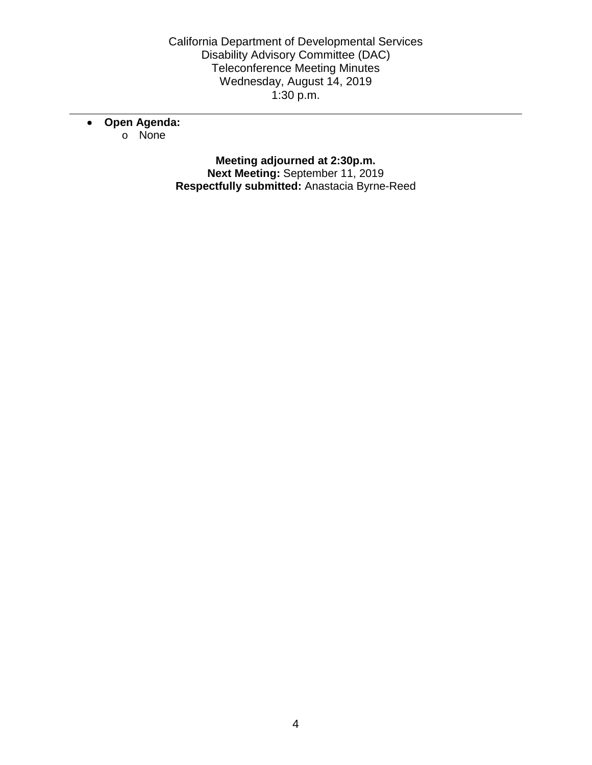- **Open Agenda:**
  - None

**Meeting adjourned at 2:30p.m.**
**Next Meeting:** September 11, 2019
**Respectfully submitted:** Anastacia Byrne-Reed